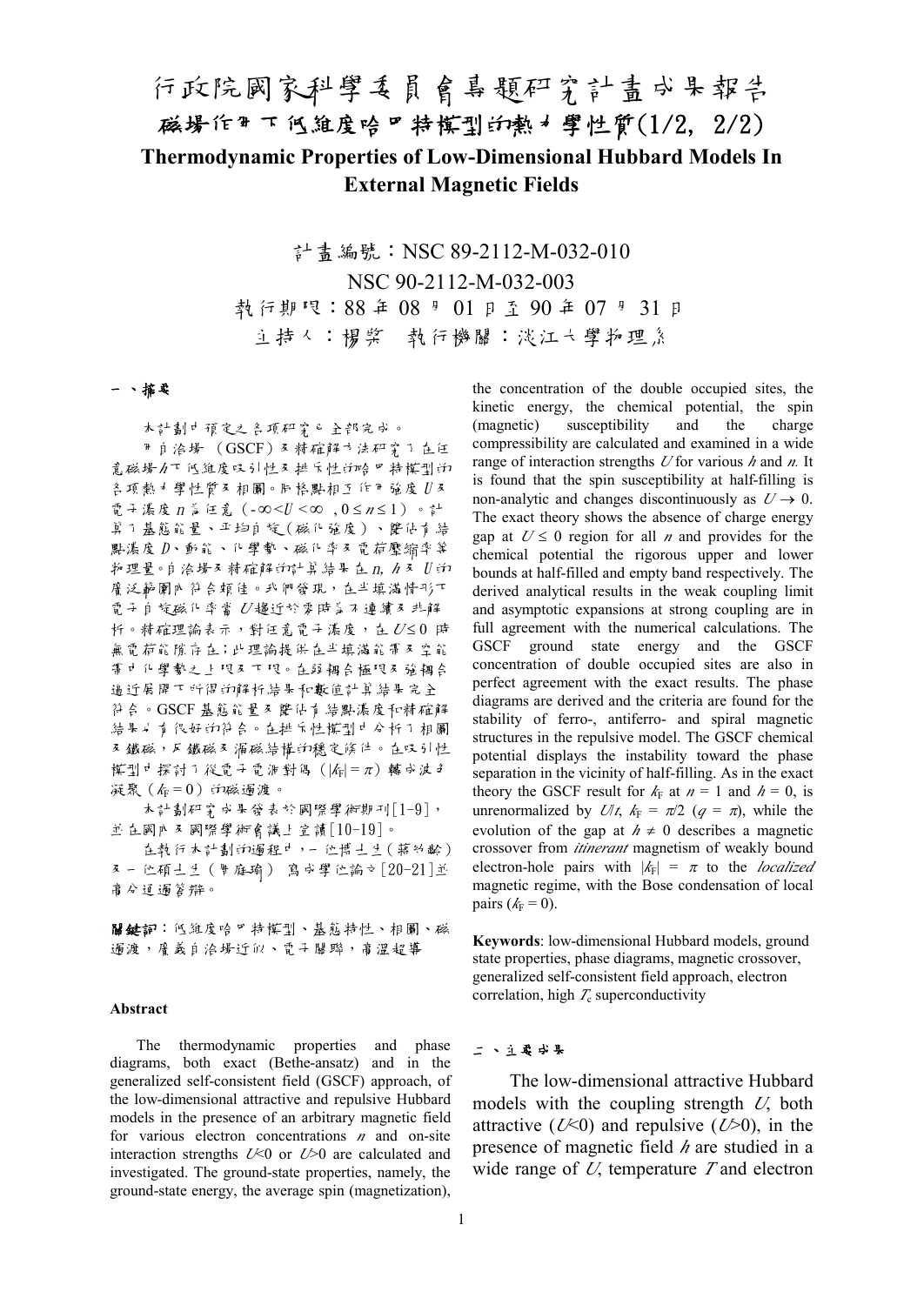# 行政院國家科學委員會專題研究計畫成果報告

## 磁場作用下低維度哈巴特模型的熱力學性質(1/2, 2/2)

## Thermodynamic Properties of Low-Dimensional Hubbard Models In External Magnetic Fields

計畫編號：NSC 89-2112-M-032-010

NSC 90-2112-M-032-003

執行期限：88 年 08 月 01 日至 90 年 07 月 31 日

主持人：楊棨　執行機關：淡江大學物理系

### 一、摘要

本計劃中預定之各項研究已全部完成。

用自洽場（GSCF）及精確解方法研究了在任意磁場 $h$ 下低維度吸引性及排斥性的哈巴特模型的各項熱力學性質及相圖。所探點相互作用強度 $U$ 及電子濃度 $n$ 為任意（$-\infty<U<\infty$ , $0\leq n\leq 1$）。計算了基態能量、平均自旋(磁化強度)、雙佔有格點濃度 $D$、動能、化學勢、磁化率及電荷壓縮率等物理量。自洽場及精確解的計算結果在 $n$, $h$ 及 $U$ 的廣泛範圍內符合頗佳。我們發現，在半填滿情形下電子自旋磁化率當 $U$ 趨近於零時為不連續及非解析。精確理論表示，對任意電子濃度，在 $U\leq 0$ 時無電荷能隙存在；此理論提供在半填滿能帶及空能帶中化學勢之上限及下限。在弱耦合極限及強耦合過近展開下所得的解析結果和數值計算結果完全符合。GSCF 基態能量及雙佔有格點濃度和精確解結果均有很好的符合。在排斥性模型中分析了相圖及鐵磁，反鐵磁及漩磁結構的穩定條件。在吸引性模型中探討了從電子電洞對偶（$|k_F|=\pi$）轉成波色凝聚（$k_F=0$）的磁過渡。

本計劃研究成果發表於國際學術期刊[1-9]，並在國內及國際學術會議上宣讀[10-19]。

在執行本計劃的過程中，一位博士生（蔣心齡）及一位碩士生（朱庭瑜）寫成學位論文[20-21]並當分通過答辯。

**關鍵詞**：低維度哈巴特模型、基態特性、相圖、磁過渡，廣義自洽場近似、電子關聯，高溫超導

#### Abstract

The thermodynamic properties and phase diagrams, both exact (Bethe-ansatz) and in the generalized self-consistent field (GSCF) approach, of the low-dimensional attractive and repulsive Hubbard models in the presence of an arbitrary magnetic field for various electron concentrations $n$ and on-site interaction strengths $U<0$ or $U>0$ are calculated and investigated. The ground-state properties, namely, the ground-state energy, the average spin (magnetization), the concentration of the double occupied sites, the kinetic energy, the chemical potential, the spin (magnetic) susceptibility and the charge compressibility are calculated and examined in a wide range of interaction strengths $U$ for various $h$ and $n$. It is found that the spin susceptibility at half-filling is non-analytic and changes discontinuously as $U\to 0$. The exact theory shows the absence of charge energy gap at $U\leq 0$ region for all $n$ and provides for the chemical potential the rigorous upper and lower bounds at half-filled and empty band respectively. The derived analytical results in the weak coupling limit and asymptotic expansions at strong coupling are in full agreement with the numerical calculations. The GSCF ground state energy and the GSCF concentration of double occupied sites are also in perfect agreement with the exact results. The phase diagrams are derived and the criteria are found for the stability of ferro-, antiferro- and spiral magnetic structures in the repulsive model. The GSCF chemical potential displays the instability toward the phase separation in the vicinity of half-filling. As in the exact theory the GSCF result for $k_F$ at $n = 1$ and $h = 0$, is unrenormalized by $U/t$, $k_F = \pi/2$ ($q = \pi$), while the evolution of the gap at $h \neq 0$ describes a magnetic crossover from *itinerant* magnetism of weakly bound electron-hole pairs with $|k_F| = \pi$ to the *localized* magnetic regime, with the Bose condensation of local pairs ($k_F = 0$).

**Keywords**: low-dimensional Hubbard models, ground state properties, phase diagrams, magnetic crossover, generalized self-consistent field approach, electron correlation, high $T_c$ superconductivity

### 二、主要成果

The low-dimensional attractive Hubbard models with the coupling strength $U$, both attractive ($U<0$) and repulsive ($U>0$), in the presence of magnetic field $h$ are studied in a wide range of $U$, temperature $T$ and electron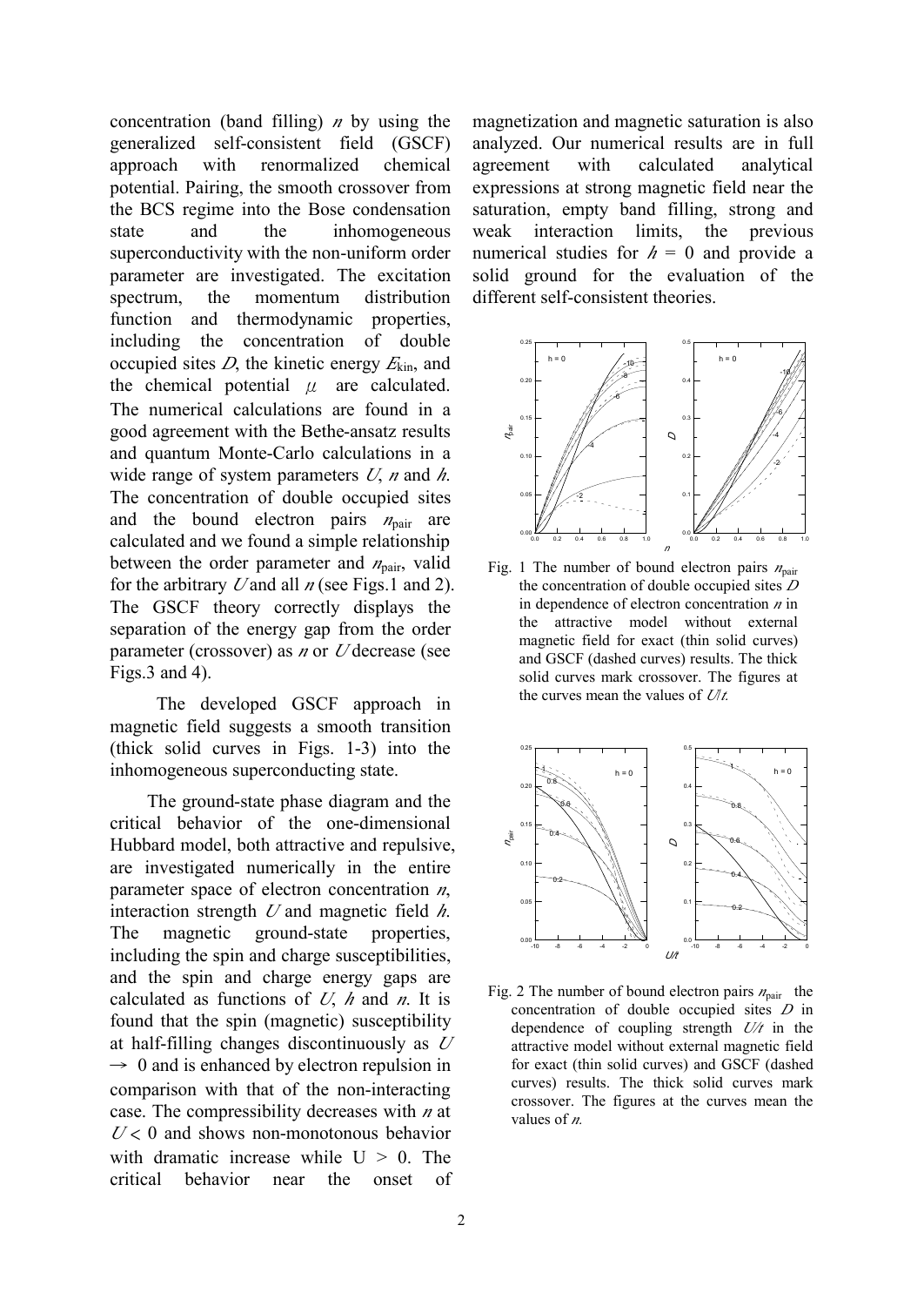concentration (band filling) $n$ by using the generalized self-consistent field (GSCF) approach with renormalized chemical potential. Pairing, the smooth crossover from the BCS regime into the Bose condensation state and the inhomogeneous superconductivity with the non-uniform order parameter are investigated. The excitation spectrum, the momentum distribution function and thermodynamic properties, including the concentration of double occupied sites $D$, the kinetic energy $E_{\rm kin}$, and the chemical potential $\mu$ are calculated. The numerical calculations are found in a good agreement with the Bethe-ansatz results and quantum Monte-Carlo calculations in a wide range of system parameters $U$, $n$ and $h$. The concentration of double occupied sites and the bound electron pairs $n_{\rm pair}$ are calculated and we found a simple relationship between the order parameter and $n_{\rm pair}$, valid for the arbitrary $U$ and all $n$ (see Figs.1 and 2). The GSCF theory correctly displays the separation of the energy gap from the order parameter (crossover) as $n$ or $U$ decrease (see Figs.3 and 4).

The developed GSCF approach in magnetic field suggests a smooth transition (thick solid curves in Figs. 1-3) into the inhomogeneous superconducting state.

The ground-state phase diagram and the critical behavior of the one-dimensional Hubbard model, both attractive and repulsive, are investigated numerically in the entire parameter space of electron concentration $n$, interaction strength $U$ and magnetic field $h$. The magnetic ground-state properties, including the spin and charge susceptibilities, and the spin and charge energy gaps are calculated as functions of $U$, $h$ and $n$. It is found that the spin (magnetic) susceptibility at half-filling changes discontinuously as $U \to 0$ and is enhanced by electron repulsion in comparison with that of the non-interacting case. The compressibility decreases with $n$ at $U < 0$ and shows non-monotonous behavior with dramatic increase while $U > 0$. The critical behavior near the onset of magnetization and magnetic saturation is also analyzed. Our numerical results are in full agreement with calculated analytical expressions at strong magnetic field near the saturation, empty band filling, strong and weak interaction limits, the previous numerical studies for $h = 0$ and provide a solid ground for the evaluation of the different self-consistent theories.

Fig. 1 The number of bound electron pairs $n_{\rm pair}$ the concentration of double occupied sites $D$ in dependence of electron concentration $n$ in the attractive model without external magnetic field for exact (thin solid curves) and GSCF (dashed curves) results. The thick solid curves mark crossover. The figures at the curves mean the values of $U/t$.

Fig. 2 The number of bound electron pairs $n_{\rm pair}$ the concentration of double occupied sites $D$ in dependence of coupling strength $U/t$ in the attractive model without external magnetic field for exact (thin solid curves) and GSCF (dashed curves) results. The thick solid curves mark crossover. The figures at the curves mean the values of $n$.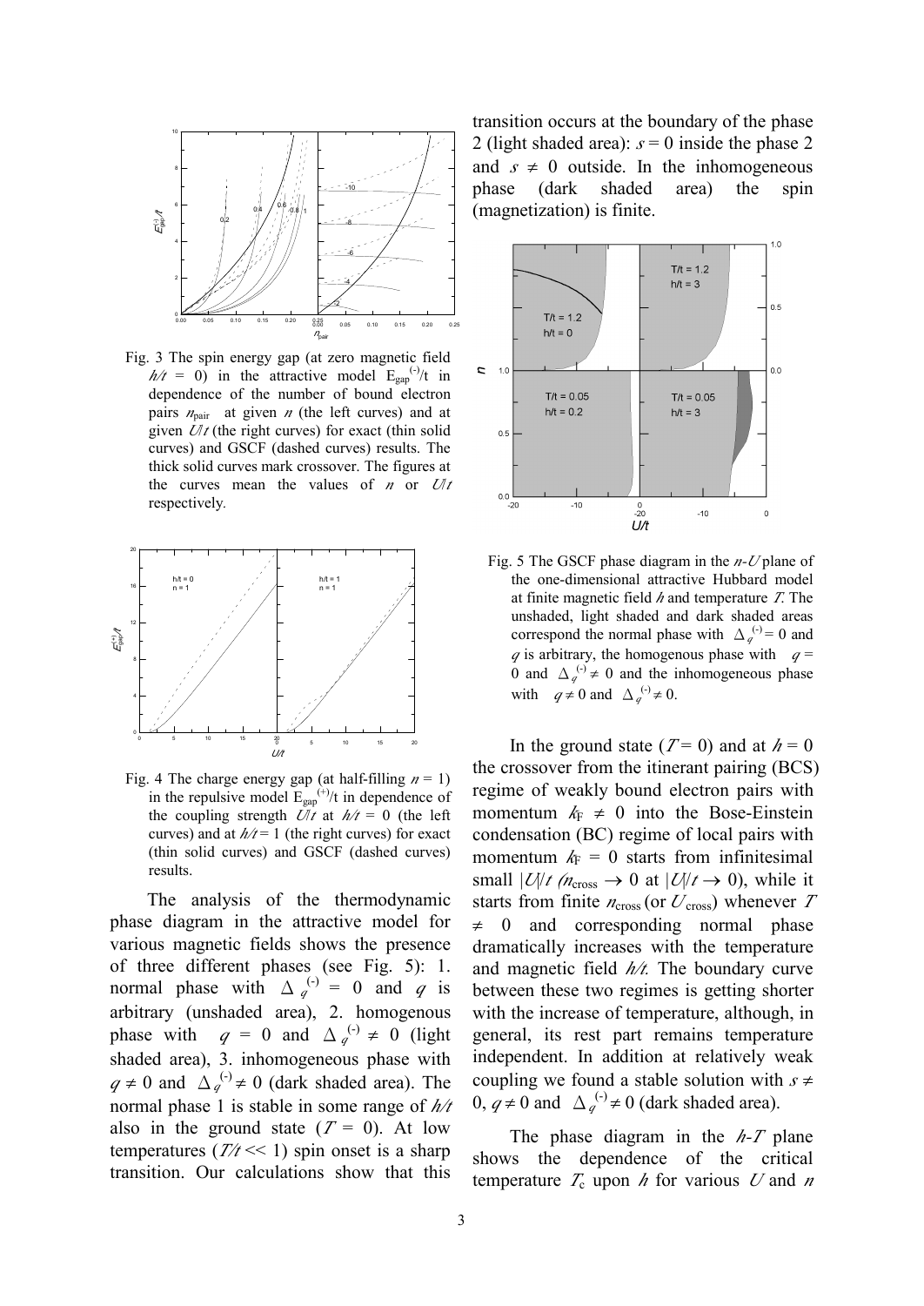Fig. 3 The spin energy gap (at zero magnetic field $h/t$ = 0) in the attractive model $E_{gap}^{(-)}/t$ in dependence of the number of bound electron pairs $n_{pair}$ at given $n$ (the left curves) and at given $U/t$ (the right curves) for exact (thin solid curves) and GSCF (dashed curves) results. The thick solid curves mark crossover. The figures at the curves mean the values of $n$ or $U/t$ respectively.

Fig. 4 The charge energy gap (at half-filling $n$ = 1) in the repulsive model $E_{gap}^{(+)}/t$ in dependence of the coupling strength $U/t$ at $h/t$ = 0 (the left curves) and at $h/t$ = 1 (the right curves) for exact (thin solid curves) and GSCF (dashed curves) results.

The analysis of the thermodynamic phase diagram in the attractive model for various magnetic fields shows the presence of three different phases (see Fig. 5): 1. normal phase with $\Delta_q^{(-)} = 0$ and $q$ is arbitrary (unshaded area), 2. homogenous phase with $q = 0$ and $\Delta_q^{(-)} \neq 0$ (light shaded area), 3. inhomogeneous phase with $q \neq 0$ and $\Delta_q^{(-)} \neq 0$ (dark shaded area). The normal phase 1 is stable in some range of $h/t$ also in the ground state ($T$ = 0). At low temperatures ($T/t \ll 1$) spin onset is a sharp transition. Our calculations show that this transition occurs at the boundary of the phase 2 (light shaded area): $s = 0$ inside the phase 2 and $s \neq 0$ outside. In the inhomogeneous phase (dark shaded area) the spin (magnetization) is finite.

Fig. 5 The GSCF phase diagram in the $n$-$U$ plane of the one-dimensional attractive Hubbard model at finite magnetic field $h$ and temperature $T$. The unshaded, light shaded and dark shaded areas correspond the normal phase with $\Delta_q^{(-)} = 0$ and $q$ is arbitrary, the homogenous phase with $q$ = 0 and $\Delta_q^{(-)} \neq 0$ and the inhomogeneous phase with $q \neq 0$ and $\Delta_q^{(-)} \neq 0$.

In the ground state ($T$ = 0) and at $h$ = 0 the crossover from the itinerant pairing (BCS) regime of weakly bound electron pairs with momentum $k_F \neq 0$ into the Bose-Einstein condensation (BC) regime of local pairs with momentum $k_F$ = 0 starts from infinitesimal small $|U|/t$ ($n_{cross} \to 0$ at $|U|/t \to 0$), while it starts from finite $n_{cross}$ (or $U_{cross}$) whenever $T \neq 0$ and corresponding normal phase dramatically increases with the temperature and magnetic field $h/t$. The boundary curve between these two regimes is getting shorter with the increase of temperature, although, in general, its rest part remains temperature independent. In addition at relatively weak coupling we found a stable solution with $s \neq 0$, $q \neq 0$ and $\Delta_q^{(-)} \neq 0$ (dark shaded area).

The phase diagram in the $h$-$T$ plane shows the dependence of the critical temperature $T_c$ upon $h$ for various $U$ and $n$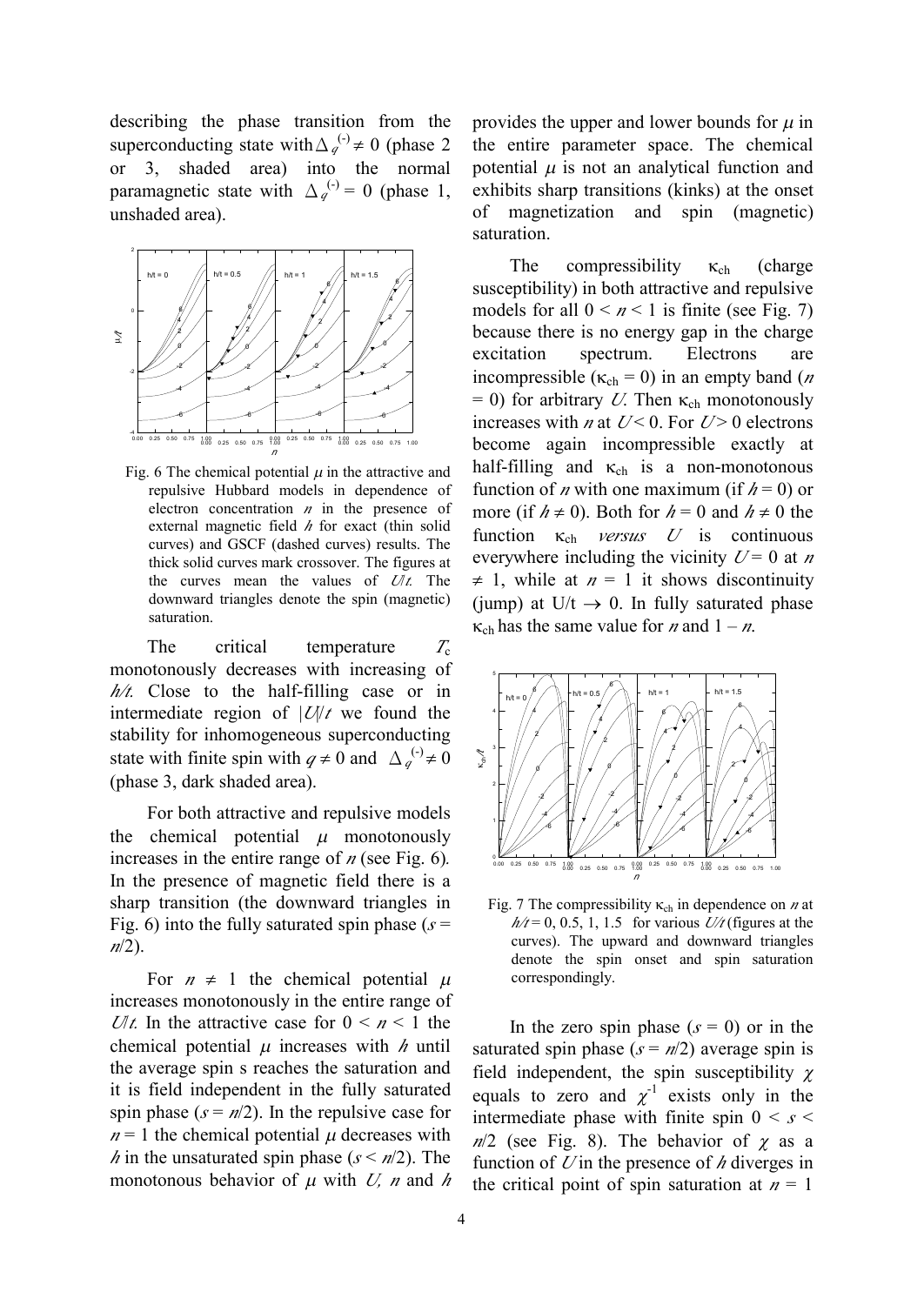describing the phase transition from the superconducting state with $\Delta_q^{(-)} \neq 0$ (phase 2 or 3, shaded area) into the normal paramagnetic state with $\Delta_q^{(-)} = 0$ (phase 1, unshaded area).

Fig. 6 The chemical potential $\mu$ in the attractive and repulsive Hubbard models in dependence of electron concentration $n$ in the presence of external magnetic field $h$ for exact (thin solid curves) and GSCF (dashed curves) results. The thick solid curves mark crossover. The figures at the curves mean the values of $U/t$. The downward triangles denote the spin (magnetic) saturation.

The critical temperature $T_c$ monotonously decreases with increasing of $h/t$. Close to the half-filling case or in intermediate region of $|U|/t$ we found the stability for inhomogeneous superconducting state with finite spin with $q \neq 0$ and $\Delta_q^{(-)} \neq 0$ (phase 3, dark shaded area).

For both attractive and repulsive models the chemical potential $\mu$ monotonously increases in the entire range of $n$ (see Fig. 6). In the presence of magnetic field there is a sharp transition (the downward triangles in Fig. 6) into the fully saturated spin phase ($s = n/2$).

For $n \neq 1$ the chemical potential $\mu$ increases monotonously in the entire range of $U/t$. In the attractive case for $0 < n < 1$ the chemical potential $\mu$ increases with $h$ until the average spin s reaches the saturation and it is field independent in the fully saturated spin phase ($s = n/2$). In the repulsive case for $n = 1$ the chemical potential $\mu$ decreases with $h$ in the unsaturated spin phase ($s < n/2$). The monotonous behavior of $\mu$ with $U$, $n$ and $h$ provides the upper and lower bounds for $\mu$ in the entire parameter space. The chemical potential $\mu$ is not an analytical function and exhibits sharp transitions (kinks) at the onset of magnetization and spin (magnetic) saturation.

The compressibility $\kappa_{ch}$ (charge susceptibility) in both attractive and repulsive models for all $0 < n < 1$ is finite (see Fig. 7) because there is no energy gap in the charge excitation spectrum. Electrons are incompressible ($\kappa_{ch} = 0$) in an empty band ($n = 0$) for arbitrary $U$. Then $\kappa_{ch}$ monotonously increases with $n$ at $U < 0$. For $U > 0$ electrons become again incompressible exactly at half-filling and $\kappa_{ch}$ is a non-monotonous function of $n$ with one maximum (if $h = 0$) or more (if $h \neq 0$). Both for $h = 0$ and $h \neq 0$ the function $\kappa_{ch}$ *versus* $U$ is continuous everywhere including the vicinity $U = 0$ at $n \neq 1$, while at $n = 1$ it shows discontinuity (jump) at $U/t \to 0$. In fully saturated phase $\kappa_{ch}$ has the same value for $n$ and $1 - n$.

Fig. 7 The compressibility $\kappa_{ch}$ in dependence on $n$ at $h/t = 0, 0.5, 1, 1.5$ for various $U/t$ (figures at the curves). The upward and downward triangles denote the spin onset and spin saturation correspondingly.

In the zero spin phase ($s = 0$) or in the saturated spin phase ($s = n/2$) average spin is field independent, the spin susceptibility $\chi$ equals to zero and $\chi^{-1}$ exists only in the intermediate phase with finite spin $0 < s < n/2$ (see Fig. 8). The behavior of $\chi$ as a function of $U$ in the presence of $h$ diverges in the critical point of spin saturation at $n = 1$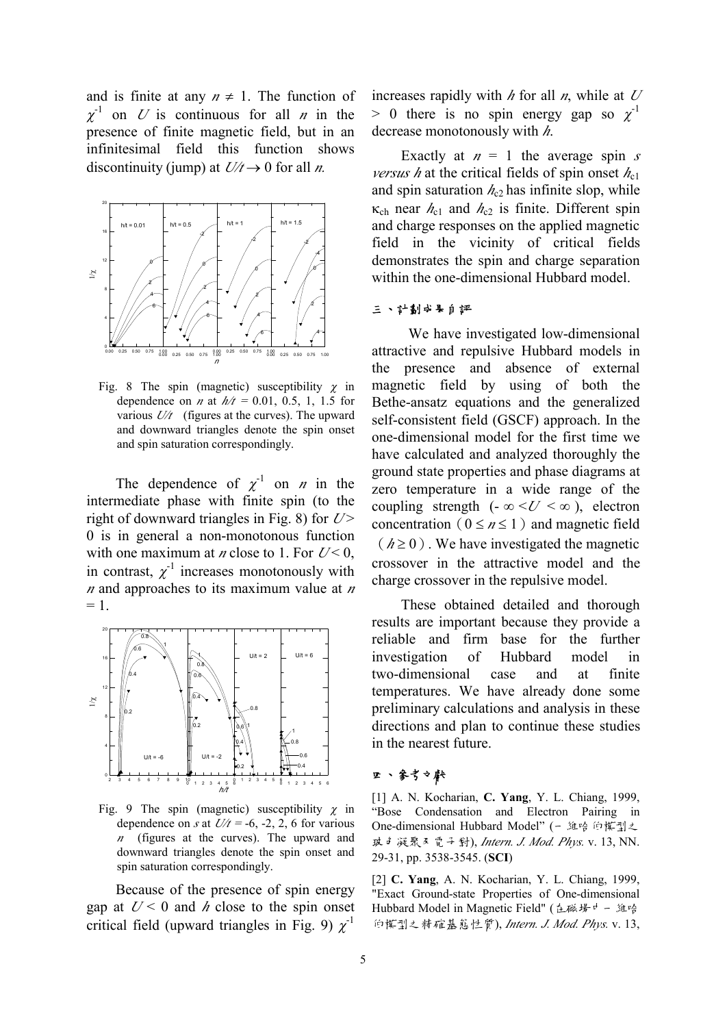and is finite at any $n \neq 1$. The function of $\chi^{-1}$ on $U$ is continuous for all $n$ in the presence of finite magnetic field, but in an infinitesimal field this function shows discontinuity (jump) at $U/t \rightarrow 0$ for all $n$.

Fig. 8 The spin (magnetic) susceptibility $\chi$ in dependence on $n$ at $h/t$ = 0.01, 0.5, 1, 1.5 for various $U/t$ (figures at the curves). The upward and downward triangles denote the spin onset and spin saturation correspondingly.

The dependence of $\chi^{-1}$ on $n$ in the intermediate phase with finite spin (to the right of downward triangles in Fig. 8) for $U>0$ is in general a non-monotonous function with one maximum at $n$ close to 1. For $U < 0$, in contrast, $\chi^{-1}$ increases monotonously with $n$ and approaches to its maximum value at $n = 1$.

Fig. 9 The spin (magnetic) susceptibility $\chi$ in dependence on $s$ at $U/t$ = -6, -2, 2, 6 for various $n$ (figures at the curves). The upward and downward triangles denote the spin onset and spin saturation correspondingly.

Because of the presence of spin energy gap at $U < 0$ and $h$ close to the spin onset critical field (upward triangles in Fig. 9) $\chi^{-1}$ increases rapidly with $h$ for all $n$, while at $U > 0$ there is no spin energy gap so $\chi^{-1}$ decrease monotonously with $h$.

Exactly at $n = 1$ the average spin $s$ *versus* $h$ at the critical fields of spin onset $h_{c1}$ and spin saturation $h_{c2}$ has infinite slop, while $\kappa_{ch}$ near $h_{c1}$ and $h_{c2}$ is finite. Different spin and charge responses on the applied magnetic field in the vicinity of critical fields demonstrates the spin and charge separation within the one-dimensional Hubbard model.

## 三、計劃成果自評

We have investigated low-dimensional attractive and repulsive Hubbard models in the presence and absence of external magnetic field by using of both the Bethe-ansatz equations and the generalized self-consistent field (GSCF) approach. In the one-dimensional model for the first time we have calculated and analyzed thoroughly the ground state properties and phase diagrams at zero temperature in a wide range of the coupling strength ($-\infty < U < \infty$), electron concentration ($0 \leq n \leq 1$) and magnetic field ($h \geq 0$). We have investigated the magnetic crossover in the attractive model and the charge crossover in the repulsive model.

These obtained detailed and thorough results are important because they provide a reliable and firm base for the further investigation of Hubbard model in two-dimensional case and at finite temperatures. We have already done some preliminary calculations and analysis in these directions and plan to continue these studies in the nearest future.

## 四、參考文獻

[1] A. N. Kocharian, **C. Yang**, Y. L. Chiang, 1999, "Bose Condensation and Electron Pairing in One-dimensional Hubbard Model" (一維哈伯模型之玻子凝聚及電子對), *Intern. J. Mod. Phys.* v. 13, NN. 29-31, pp. 3538-3545. (**SCI**)

[2] **C. Yang**, A. N. Kocharian, Y. L. Chiang, 1999, "Exact Ground-state Properties of One-dimensional Hubbard Model in Magnetic Field" (在磁場中一維哈伯模型之精確基態性質), *Intern. J. Mod. Phys.* v. 13,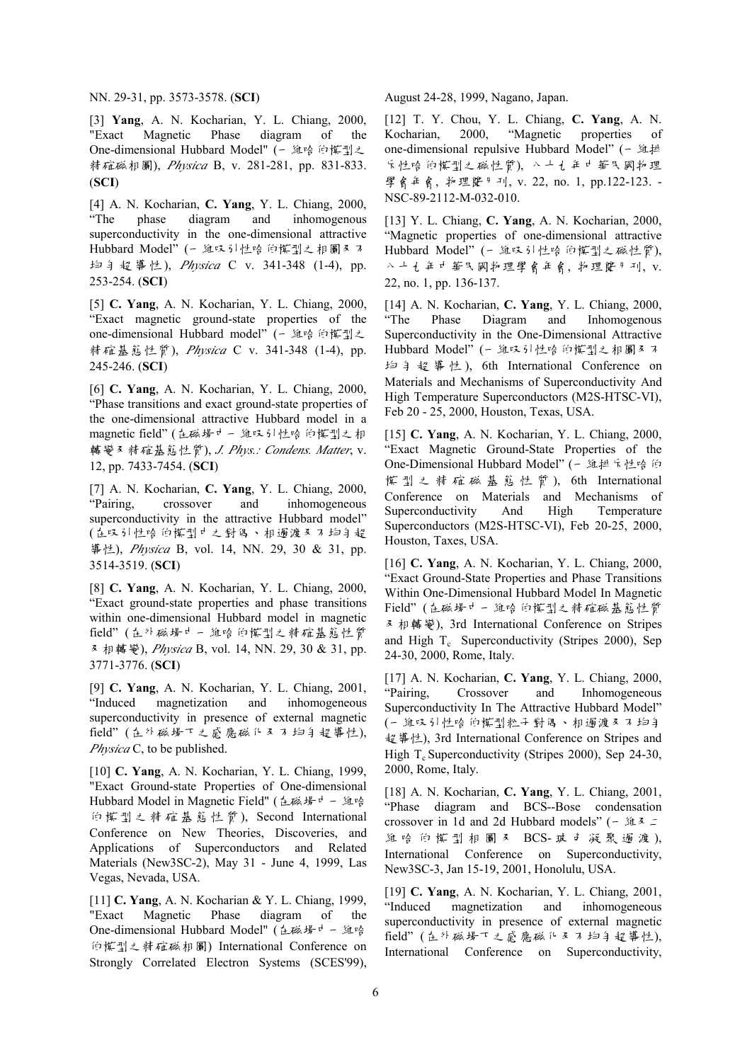NN. 29-31, pp. 3573-3578. (**SCI**)

[3] **Yang**, A. N. Kocharian, Y. L. Chiang, 2000, "Exact Magnetic Phase diagram of the One-dimensional Hubbard Model" (一維哈伯模型之精確磁相圖), *Physica* B, v. 281-281, pp. 831-833. (**SCI**)

[4] A. N. Kocharian, **C. Yang**, Y. L. Chiang, 2000, "The phase diagram and inhomogenous superconductivity in the one-dimensional attractive Hubbard Model" (一維吸引性哈伯模型之相圖及不均勻超導性), *Physica* C v. 341-348 (1-4), pp. 253-254. (**SCI**)

[5] **C. Yang**, A. N. Kocharian, Y. L. Chiang, 2000, "Exact magnetic ground-state properties of the one-dimensional Hubbard model" (一維哈伯模型之精確基態性質), *Physica* C v. 341-348 (1-4), pp. 245-246. (**SCI**)

[6] **C. Yang**, A. N. Kocharian, Y. L. Chiang, 2000, "Phase transitions and exact ground-state properties of the one-dimensional attractive Hubbard model in a magnetic field" (在磁場中一維吸引性哈伯模型之相轉變及精確基態性質), *J. Phys.: Condens. Matter*, v. 12, pp. 7433-7454. (**SCI**)

[7] A. N. Kocharian, **C. Yang**, Y. L. Chiang, 2000, "Pairing, crossover and inhomogeneous superconductivity in the attractive Hubbard model" (在吸引性哈伯模型中之對偶、相過渡及不均勻超導性), *Physica* B, vol. 14, NN. 29, 30 & 31, pp. 3514-3519. (**SCI**)

[8] **C. Yang**, A. N. Kocharian, Y. L. Chiang, 2000, "Exact ground-state properties and phase transitions within one-dimensional Hubbard model in magnetic field" (在外磁場中一維哈伯模型之精確基態性質及相轉變), *Physica* B, vol. 14, NN. 29, 30 & 31, pp. 3771-3776. (**SCI**)

[9] **C. Yang**, A. N. Kocharian, Y. L. Chiang, 2001, "Induced magnetization and inhomogeneous superconductivity in presence of external magnetic field" (在外磁場下之感應磁化及不均勻超導性), *Physica* C, to be published.

[10] **C. Yang**, A. N. Kocharian, Y. L. Chiang, 1999, "Exact Ground-state Properties of One-dimensional Hubbard Model in Magnetic Field" (在磁場中一維哈伯模型之精確基態性質), Second International Conference on New Theories, Discoveries, and Applications of Superconductors and Related Materials (New3SC-2), May 31 - June 4, 1999, Las Vegas, Nevada, USA.

[11] **C. Yang**, A. N. Kocharian & Y. L. Chiang, 1999, "Exact Magnetic Phase diagram of the One-dimensional Hubbard Model" (在磁場中一維哈伯模型之精確磁相圖) International Conference on Strongly Correlated Electron Systems (SCES'99), August 24-28, 1999, Nagano, Japan.

[12] T. Y. Chou, Y. L. Chiang, **C. Yang**, A. N. Kocharian, 2000, "Magnetic properties of one-dimensional repulsive Hubbard Model" (一維排斥性哈伯模型之磁性質), 八十七年中華民國物理學會年會, 物理雙月刊, v. 22, no. 1, pp.122-123. - NSC-89-2112-M-032-010.

[13] Y. L. Chiang, **C. Yang**, A. N. Kocharian, 2000, "Magnetic properties of one-dimensional attractive Hubbard Model" (一維吸引性哈伯模型之磁性質), 八十七年中華民國物理學會年會, 物理雙月刊, v. 22, no. 1, pp. 136-137.

[14] A. N. Kocharian, **C. Yang**, Y. L. Chiang, 2000, "The Phase Diagram and Inhomogeneous Superconductivity in the One-Dimensional Attractive Hubbard Model" (一維吸引性哈伯模型之相圖及不均勻超導性), 6th International Conference on Materials and Mechanisms of Superconductivity And High Temperature Superconductors (M2S-HTSC-VI), Feb 20 - 25, 2000, Houston, Texas, USA.

[15] **C. Yang**, A. N. Kocharian, Y. L. Chiang, 2000, "Exact Magnetic Ground-State Properties of the One-Dimensional Hubbard Model" (一維排斥性哈伯模型之精確磁基態性質), 6th International Conference on Materials and Mechanisms of Superconductivity And High Temperature Superconductors (M2S-HTSC-VI), Feb 20-25, 2000, Houston, Taxes, USA.

[16] **C. Yang**, A. N. Kocharian, Y. L. Chiang, 2000, "Exact Ground-State Properties and Phase Transitions Within One-Dimensional Hubbard Model In Magnetic Field" (在磁場中一維哈伯模型之精確磁基態性質及相轉變), 3rd International Conference on Stripes and High $T_c$ Superconductivity (Stripes 2000), Sep 24-30, 2000, Rome, Italy.

[17] A. N. Kocharian, **C. Yang**, Y. L. Chiang, 2000, "Pairing, Crossover and Inhomogeneous Superconductivity In The Attractive Hubbard Model" (一維吸引性哈伯模型粒子對偶、相過渡及不均勻超導性), 3rd International Conference on Stripes and High $T_c$ Superconductivity (Stripes 2000), Sep 24-30, 2000, Rome, Italy.

[18] A. N. Kocharian, **C. Yang**, Y. L. Chiang, 2001, "Phase diagram and BCS--Bose condensation crossover in 1d and 2d Hubbard models" (一維及二維哈伯模型相圖及 BCS-玻色凝聚過渡), International Conference on Superconductivity, New3SC-3, Jan 15-19, 2001, Honolulu, USA.

[19] **C. Yang**, A. N. Kocharian, Y. L. Chiang, 2001, "Induced magnetization and inhomogeneous superconductivity in presence of external magnetic field" (在外磁場下之感應磁化及不均勻超導性), International Conference on Superconductivity,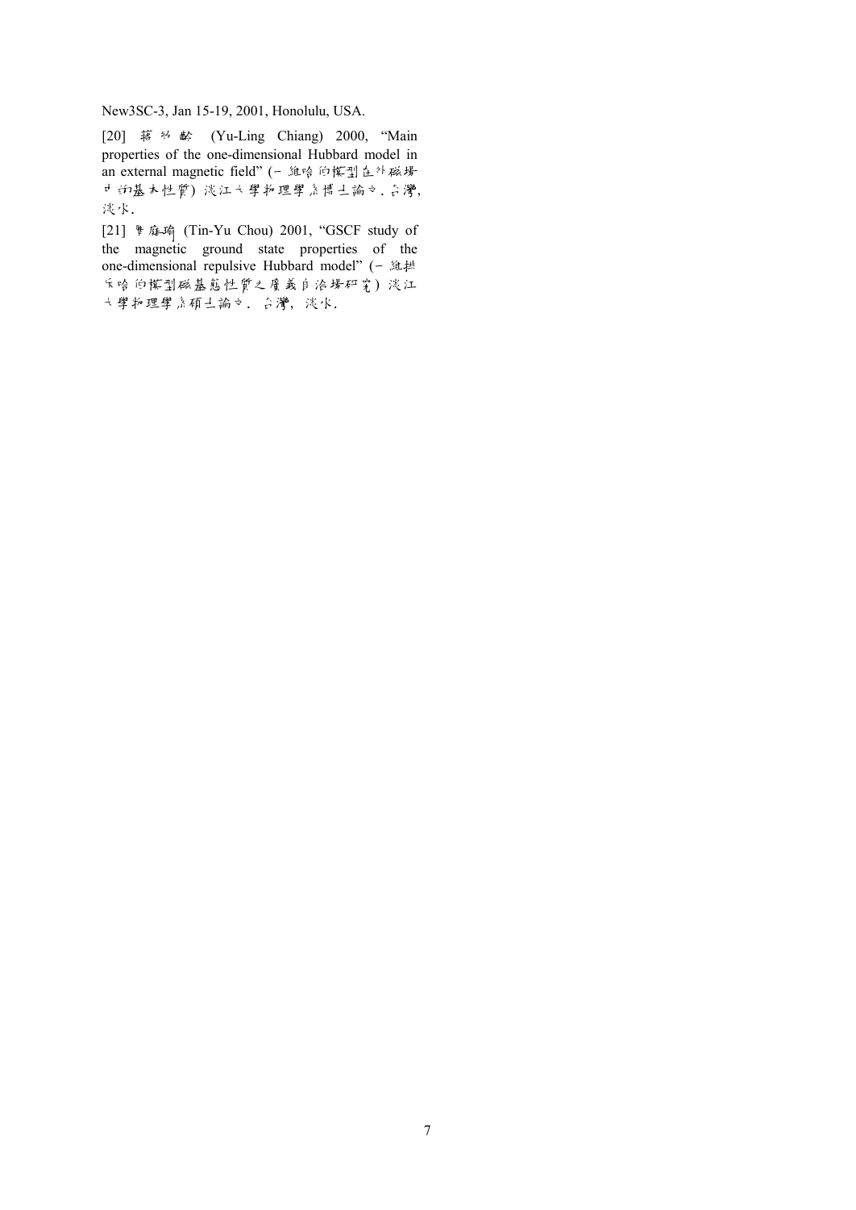New3SC-3, Jan 15-19, 2001, Honolulu, USA.

[20] 蔣紋齡 (Yu-Ling Chiang) 2000, "Main properties of the one-dimensional Hubbard model in an external magnetic field" (一維哈伯模型在外磁場中的基本性質) 淡江大學物理學系博士論文. 台灣, 淡水.

[21] 曾庭瑜 (Tin-Yu Chou) 2001, "GSCF study of the magnetic ground state properties of the one-dimensional repulsive Hubbard model" (一維排斥哈伯模型磁基態性質之廣義自洽場研究) 淡江大學物理學系碩士論文. 台灣, 淡水.